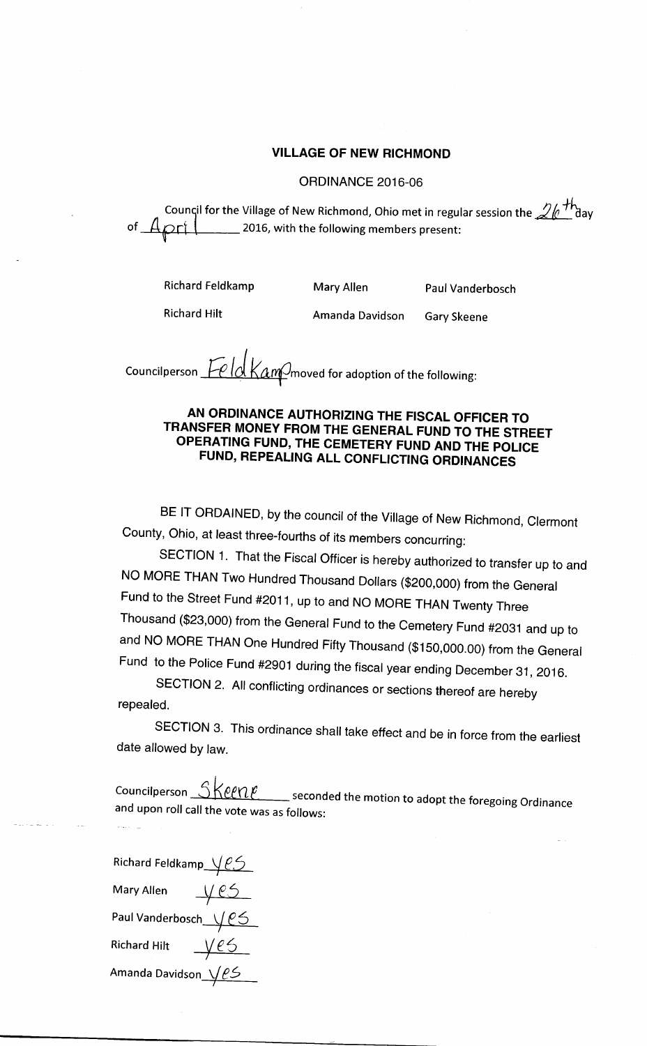**VILLAGE OF NEW RICHMOND**

ORDINANCE 2016-06

Council for the Village of New Richmond, Ohio met in regular session the 26th day of April 2016, with the following members present:

| | | |
|---|---|---|
| Richard Feldkamp | Mary Allen | Paul Vanderbosch |
| Richard Hilt | Amanda Davidson | Gary Skeene |

Councilperson Feldkamp moved for adoption of the following:

**AN ORDINANCE AUTHORIZING THE FISCAL OFFICER TO TRANSFER MONEY FROM THE GENERAL FUND TO THE STREET OPERATING FUND, THE CEMETERY FUND AND THE POLICE FUND, REPEALING ALL CONFLICTING ORDINANCES**

BE IT ORDAINED, by the council of the Village of New Richmond, Clermont County, Ohio, at least three-fourths of its members concurring:

SECTION 1. That the Fiscal Officer is hereby authorized to transfer up to and NO MORE THAN Two Hundred Thousand Dollars ($200,000) from the General Fund to the Street Fund #2011, up to and NO MORE THAN Twenty Three Thousand ($23,000) from the General Fund to the Cemetery Fund #2031 and up to and NO MORE THAN One Hundred Fifty Thousand ($150,000.00) from the General Fund to the Police Fund #2901 during the fiscal year ending December 31, 2016.

SECTION 2. All conflicting ordinances or sections thereof are hereby repealed.

SECTION 3. This ordinance shall take effect and be in force from the earliest date allowed by law.

Councilperson Skeene seconded the motion to adopt the foregoing Ordinance and upon roll call the vote was as follows:

Richard Feldkamp Yes

Mary Allen Yes

Paul Vanderbosch Yes

Richard Hilt Yes

Amanda Davidson Yes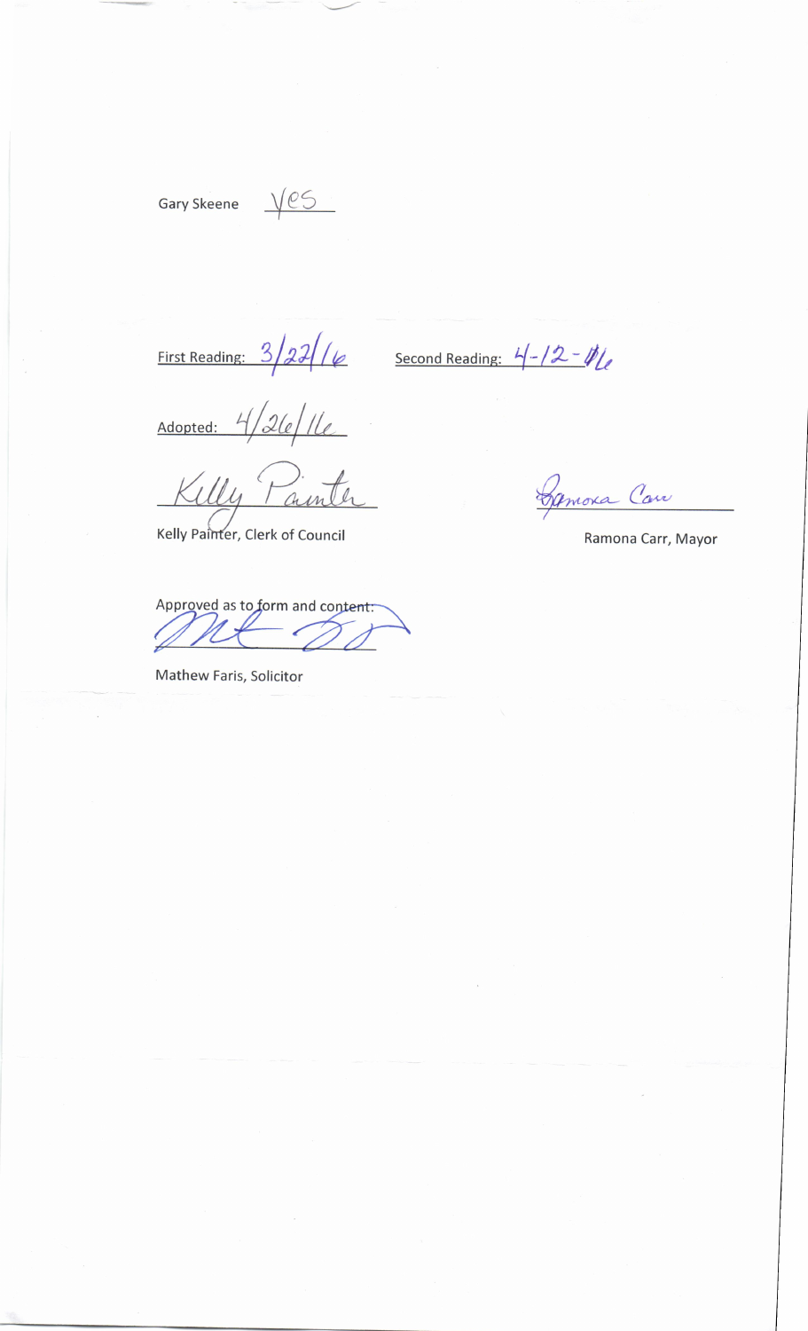Gary Skeene Yes

First Reading: 3/22/16 Second Reading: 4-12-16

Adopted: 4/26/16

Kelly Painter

Kelly Painter, Clerk of Council

Ramona Carr

Ramona Carr, Mayor

Approved as to form and content:

Mathew Faris, Solicitor